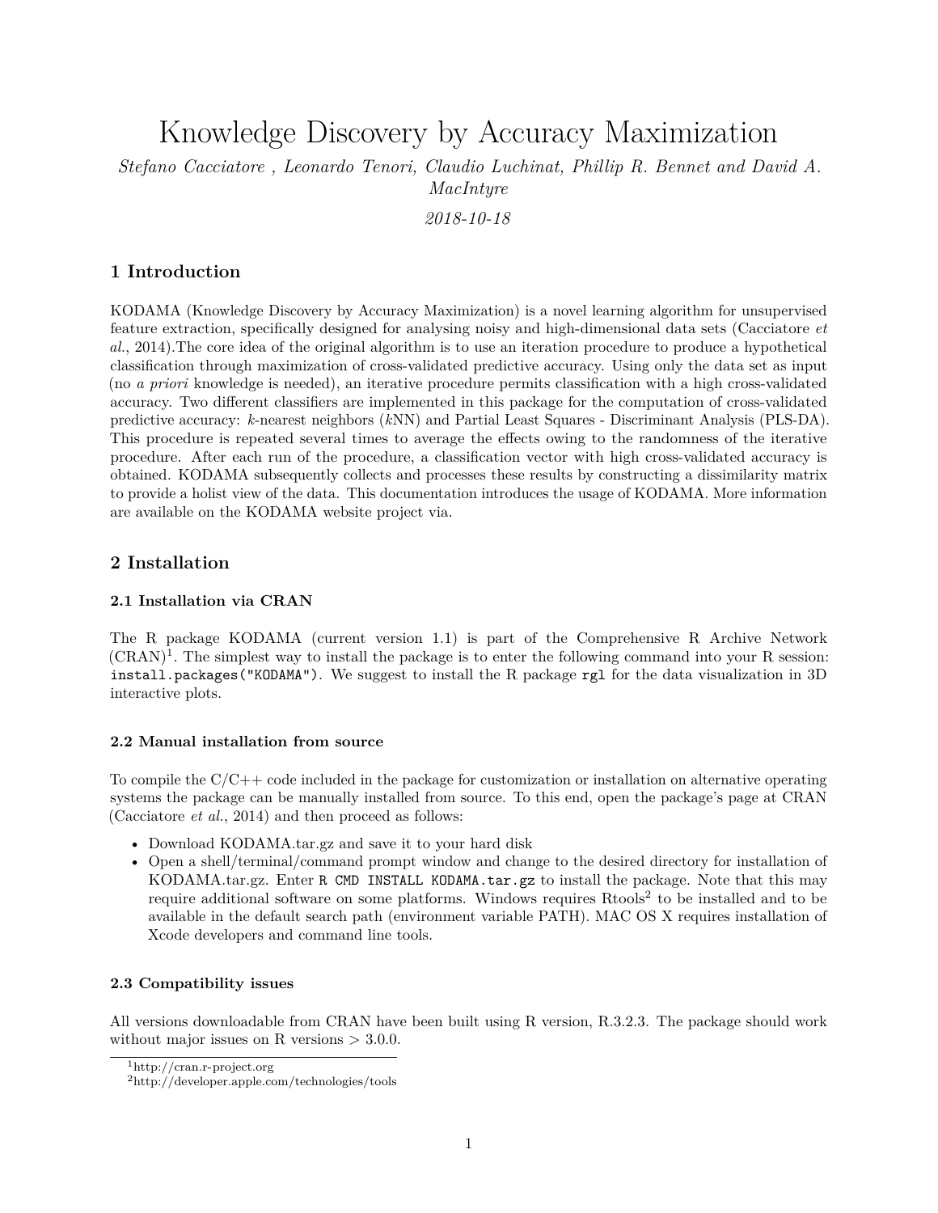# Knowledge Discovery by Accuracy Maximization

*Stefano Cacciatore , Leonardo Tenori, Claudio Luchinat, Phillip R. Bennet and David A. MacIntyre*

*2018-10-18*

## 1 Introduction

KODAMA (Knowledge Discovery by Accuracy Maximization) is a novel learning algorithm for unsupervised feature extraction, specifically designed for analysing noisy and high-dimensional data sets (Cacciatore *et al.*, 2014).The core idea of the original algorithm is to use an iteration procedure to produce a hypothetical classification through maximization of cross-validated predictive accuracy. Using only the data set as input (no *a priori* knowledge is needed), an iterative procedure permits classification with a high cross-validated accuracy. Two different classifiers are implemented in this package for the computation of cross-validated predictive accuracy: *k*-nearest neighbors (*k*NN) and Partial Least Squares - Discriminant Analysis (PLS-DA). This procedure is repeated several times to average the effects owing to the randomness of the iterative procedure. After each run of the procedure, a classification vector with high cross-validated accuracy is obtained. KODAMA subsequently collects and processes these results by constructing a dissimilarity matrix to provide a holist view of the data. This documentation introduces the usage of KODAMA. More information are available on the KODAMA website project via.

## 2 Installation

### 2.1 Installation via CRAN

The R package KODAMA (current version 1.1) is part of the Comprehensive R Archive Network (CRAN)[1]. The simplest way to install the package is to enter the following command into your R session: `install.packages("KODAMA")`. We suggest to install the R package `rgl` for the data visualization in 3D interactive plots.

### 2.2 Manual installation from source

To compile the C/C++ code included in the package for customization or installation on alternative operating systems the package can be manually installed from source. To this end, open the package's page at CRAN (Cacciatore *et al.*, 2014) and then proceed as follows:

- Download KODAMA.tar.gz and save it to your hard disk
- Open a shell/terminal/command prompt window and change to the desired directory for installation of KODAMA.tar.gz. Enter `R CMD INSTALL KODAMA.tar.gz` to install the package. Note that this may require additional software on some platforms. Windows requires Rtools[2] to be installed and to be available in the default search path (environment variable PATH). MAC OS X requires installation of Xcode developers and command line tools.

### 2.3 Compatibility issues

All versions downloadable from CRAN have been built using R version, R.3.2.3. The package should work without major issues on R versions > 3.0.0.

[1] http://cran.r-project.org

[2] http://developer.apple.com/technologies/tools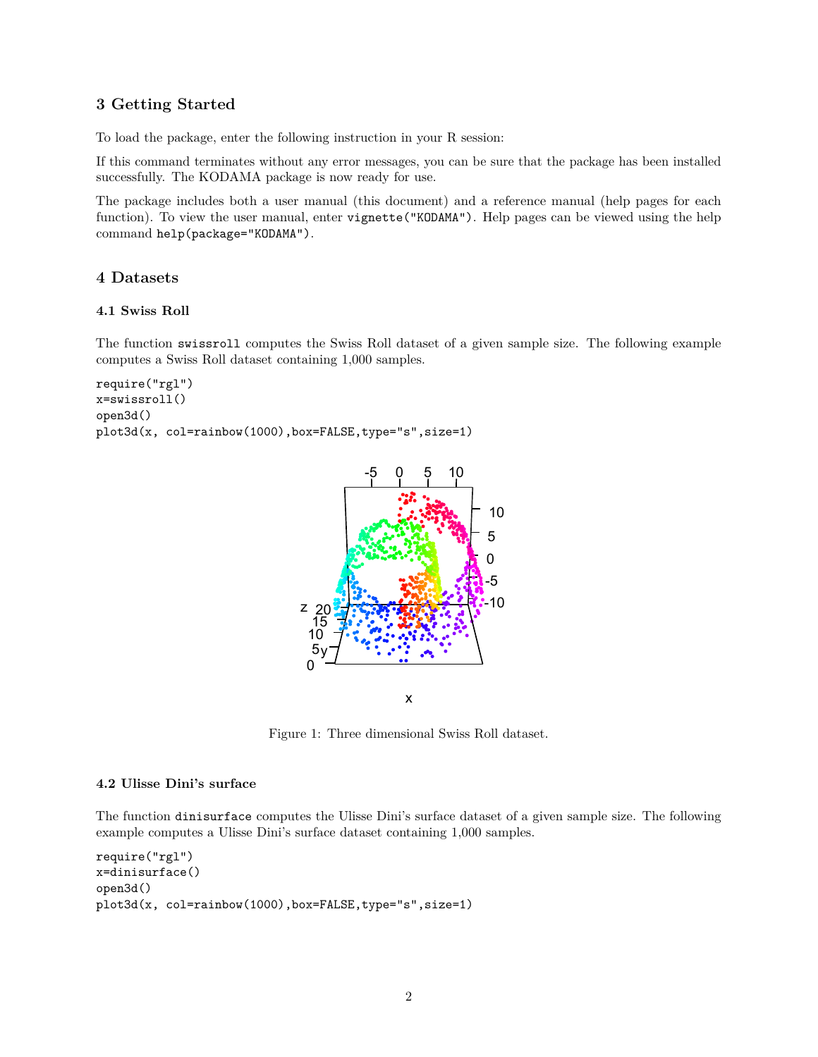## 3 Getting Started

To load the package, enter the following instruction in your R session:

If this command terminates without any error messages, you can be sure that the package has been installed successfully. The KODAMA package is now ready for use.

The package includes both a user manual (this document) and a reference manual (help pages for each function). To view the user manual, enter `vignette("KODAMA")`. Help pages can be viewed using the help command `help(package="KODAMA")`.

## 4 Datasets

### 4.1 Swiss Roll

The function `swissroll` computes the Swiss Roll dataset of a given sample size. The following example computes a Swiss Roll dataset containing 1,000 samples.

```
require("rgl")
x=swissroll()
open3d()
plot3d(x, col=rainbow(1000),box=FALSE,type="s",size=1)
```

Figure 1: Three dimensional Swiss Roll dataset.

### 4.2 Ulisse Dini's surface

The function `dinisurface` computes the Ulisse Dini's surface dataset of a given sample size. The following example computes a Ulisse Dini's surface dataset containing 1,000 samples.

```
require("rgl")
x=dinisurface()
open3d()
plot3d(x, col=rainbow(1000),box=FALSE,type="s",size=1)
```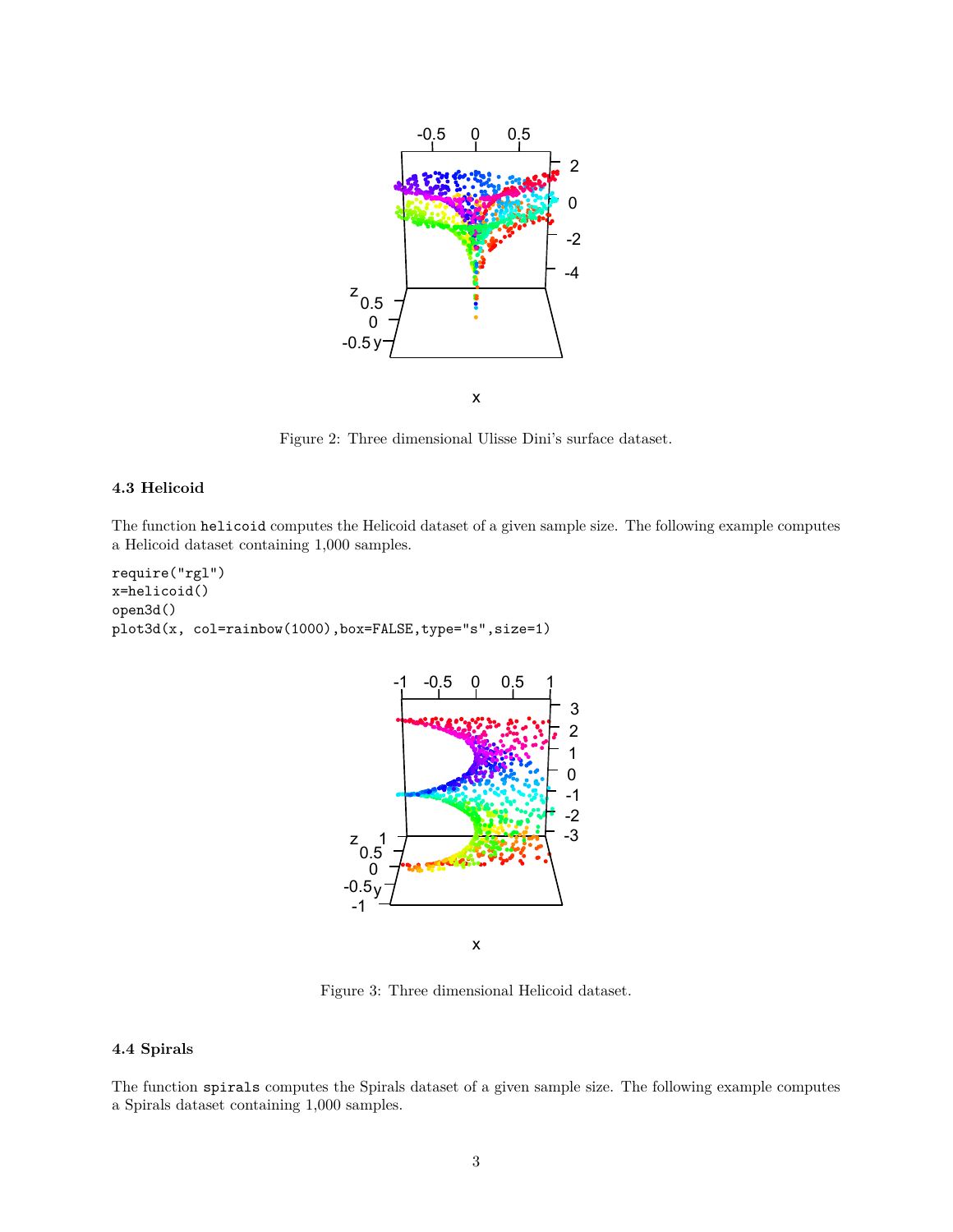Figure 2: Three dimensional Ulisse Dini's surface dataset.

### 4.3 Helicoid

The function `helicoid` computes the Helicoid dataset of a given sample size. The following example computes a Helicoid dataset containing 1,000 samples.

```
require("rgl")
x=helicoid()
open3d()
plot3d(x, col=rainbow(1000),box=FALSE,type="s",size=1)
```

Figure 3: Three dimensional Helicoid dataset.

### 4.4 Spirals

The function `spirals` computes the Spirals dataset of a given sample size. The following example computes a Spirals dataset containing 1,000 samples.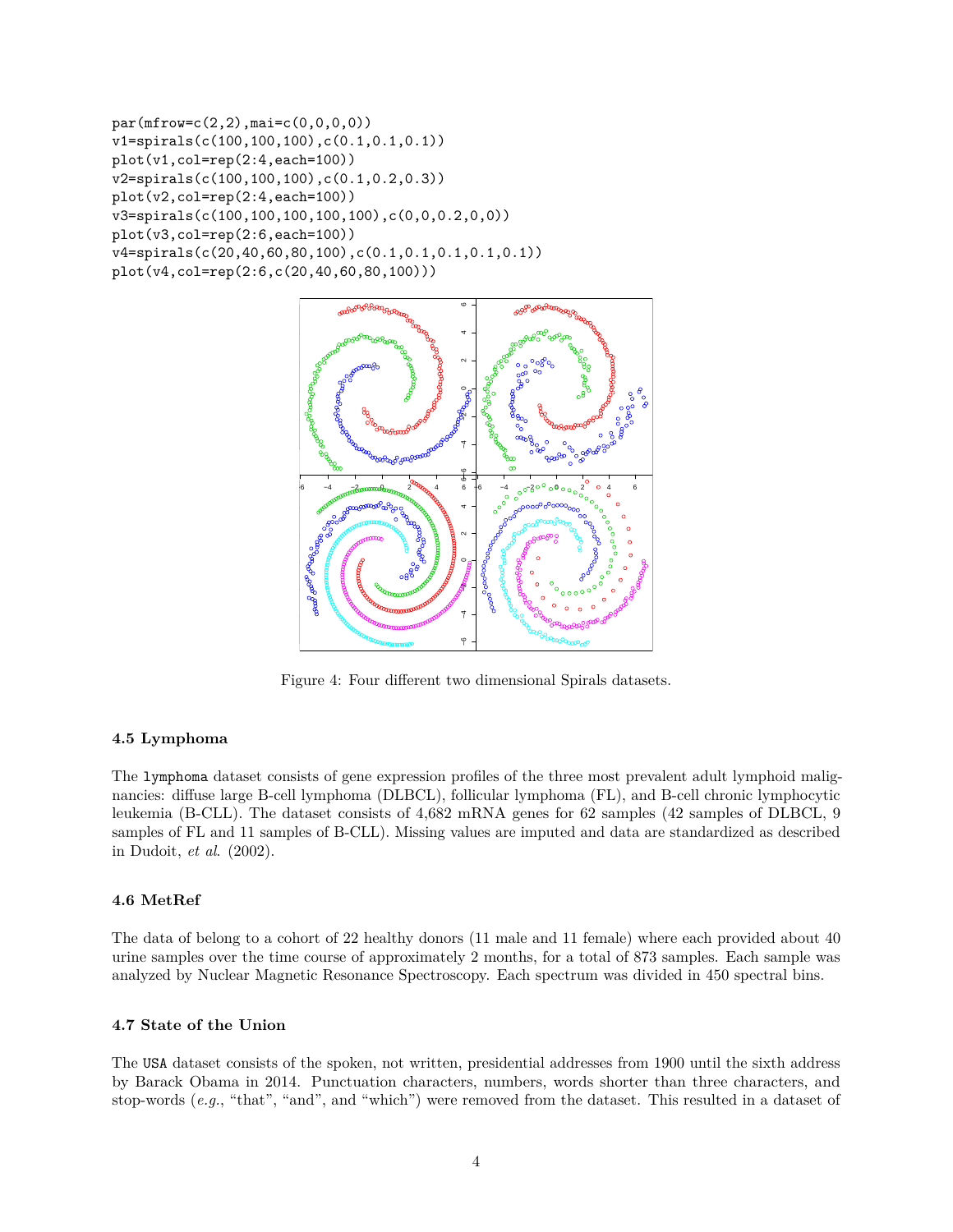```
par(mfrow=c(2,2),mai=c(0,0,0,0))
v1=spirals(c(100,100,100),c(0.1,0.1,0.1))
plot(v1,col=rep(2:4,each=100))
v2=spirals(c(100,100,100),c(0.1,0.2,0.3))
plot(v2,col=rep(2:4,each=100))
v3=spirals(c(100,100,100,100,100),c(0,0,0.2,0,0))
plot(v3,col=rep(2:6,each=100))
v4=spirals(c(20,40,60,80,100),c(0.1,0.1,0.1,0.1,0.1))
plot(v4,col=rep(2:6,c(20,40,60,80,100)))
```

Figure 4: Four different two dimensional Spirals datasets.

### 4.5 Lymphoma

The `lymphoma` dataset consists of gene expression profiles of the three most prevalent adult lymphoid malignancies: diffuse large B-cell lymphoma (DLBCL), follicular lymphoma (FL), and B-cell chronic lymphocytic leukemia (B-CLL). The dataset consists of 4,682 mRNA genes for 62 samples (42 samples of DLBCL, 9 samples of FL and 11 samples of B-CLL). Missing values are imputed and data are standardized as described in Dudoit, *et al*. (2002).

### 4.6 MetRef

The data of belong to a cohort of 22 healthy donors (11 male and 11 female) where each provided about 40 urine samples over the time course of approximately 2 months, for a total of 873 samples. Each sample was analyzed by Nuclear Magnetic Resonance Spectroscopy. Each spectrum was divided in 450 spectral bins.

### 4.7 State of the Union

The `USA` dataset consists of the spoken, not written, presidential addresses from 1900 until the sixth address by Barack Obama in 2014. Punctuation characters, numbers, words shorter than three characters, and stop-words (*e.g.*, "that", "and", and "which") were removed from the dataset. This resulted in a dataset of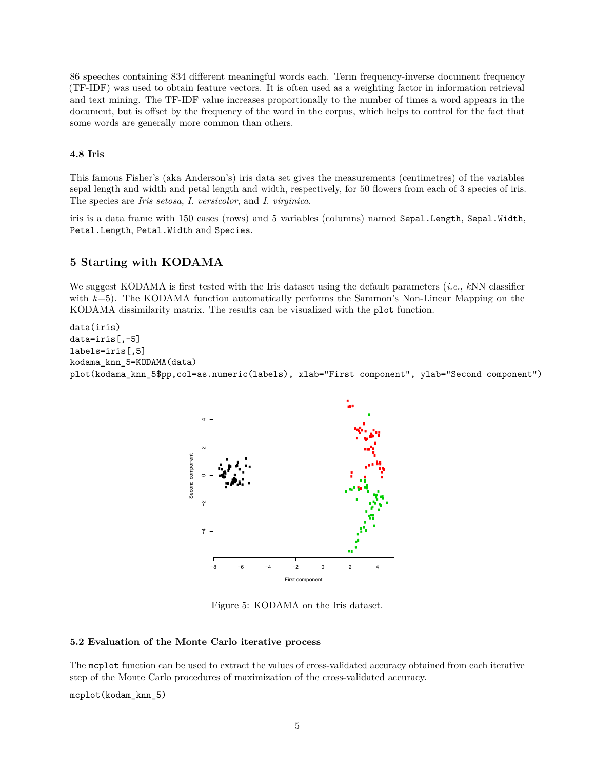86 speeches containing 834 different meaningful words each. Term frequency-inverse document frequency (TF-IDF) was used to obtain feature vectors. It is often used as a weighting factor in information retrieval and text mining. The TF-IDF value increases proportionally to the number of times a word appears in the document, but is offset by the frequency of the word in the corpus, which helps to control for the fact that some words are generally more common than others.

### 4.8 Iris

This famous Fisher's (aka Anderson's) iris data set gives the measurements (centimetres) of the variables sepal length and width and petal length and width, respectively, for 50 flowers from each of 3 species of iris. The species are *Iris setosa*, *I. versicolor*, and *I. virginica*.

iris is a data frame with 150 cases (rows) and 5 variables (columns) named `Sepal.Length`, `Sepal.Width`, `Petal.Length`, `Petal.Width` and `Species`.

## 5 Starting with KODAMA

We suggest KODAMA is first tested with the Iris dataset using the default parameters (*i.e.*, $k$NN classifier with $k$=5). The KODAMA function automatically performs the Sammon's Non-Linear Mapping on the KODAMA dissimilarity matrix. The results can be visualized with the `plot` function.

```
data(iris)
data=iris[,-5]
labels=iris[,5]
kodama_knn_5=KODAMA(data)
plot(kodama_knn_5$pp,col=as.numeric(labels), xlab="First component", ylab="Second component")
```

Figure 5: KODAMA on the Iris dataset.

### 5.2 Evaluation of the Monte Carlo iterative process

The `mcplot` function can be used to extract the values of cross-validated accuracy obtained from each iterative step of the Monte Carlo procedures of maximization of the cross-validated accuracy.

```
mcplot(kodam_knn_5)
```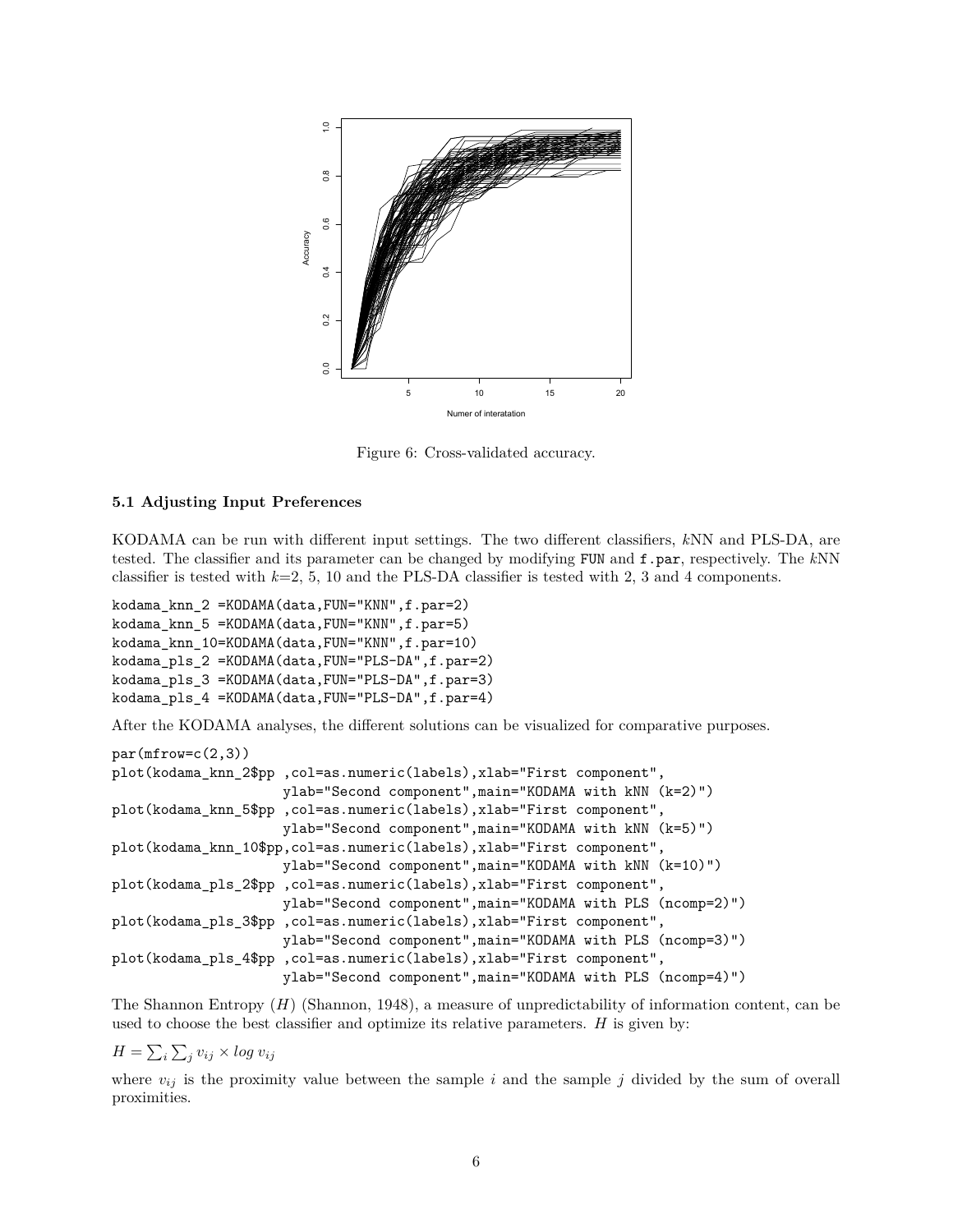Figure 6: Cross-validated accuracy.

### 5.1 Adjusting Input Preferences

KODAMA can be run with different input settings. The two different classifiers, $k$NN and PLS-DA, are tested. The classifier and its parameter can be changed by modifying `FUN` and `f.par`, respectively. The $k$NN classifier is tested with $k$=2, 5, 10 and the PLS-DA classifier is tested with 2, 3 and 4 components.

```
kodama_knn_2 =KODAMA(data,FUN="KNN",f.par=2)
kodama_knn_5 =KODAMA(data,FUN="KNN",f.par=5)
kodama_knn_10=KODAMA(data,FUN="KNN",f.par=10)
kodama_pls_2 =KODAMA(data,FUN="PLS-DA",f.par=2)
kodama_pls_3 =KODAMA(data,FUN="PLS-DA",f.par=3)
kodama_pls_4 =KODAMA(data,FUN="PLS-DA",f.par=4)
```

After the KODAMA analyses, the different solutions can be visualized for comparative purposes.

```
par(mfrow=c(2,3))
plot(kodama_knn_2$pp ,col=as.numeric(labels),xlab="First component",
                     ylab="Second component",main="KODAMA with kNN (k=2)")
plot(kodama_knn_5$pp ,col=as.numeric(labels),xlab="First component",
                     ylab="Second component",main="KODAMA with kNN (k=5)")
plot(kodama_knn_10$pp,col=as.numeric(labels),xlab="First component",
                     ylab="Second component",main="KODAMA with kNN (k=10)")
plot(kodama_pls_2$pp ,col=as.numeric(labels),xlab="First component",
                     ylab="Second component",main="KODAMA with PLS (ncomp=2)")
plot(kodama_pls_3$pp ,col=as.numeric(labels),xlab="First component",
                     ylab="Second component",main="KODAMA with PLS (ncomp=3)")
plot(kodama_pls_4$pp ,col=as.numeric(labels),xlab="First component",
                     ylab="Second component",main="KODAMA with PLS (ncomp=4)")
```

The Shannon Entropy ($H$) (Shannon, 1948), a measure of unpredictability of information content, can be used to choose the best classifier and optimize its relative parameters. $H$ is given by:

$H = \sum_i \sum_j v_{ij} \times log \; v_{ij}$

where $v_{ij}$ is the proximity value between the sample $i$ and the sample $j$ divided by the sum of overall proximities.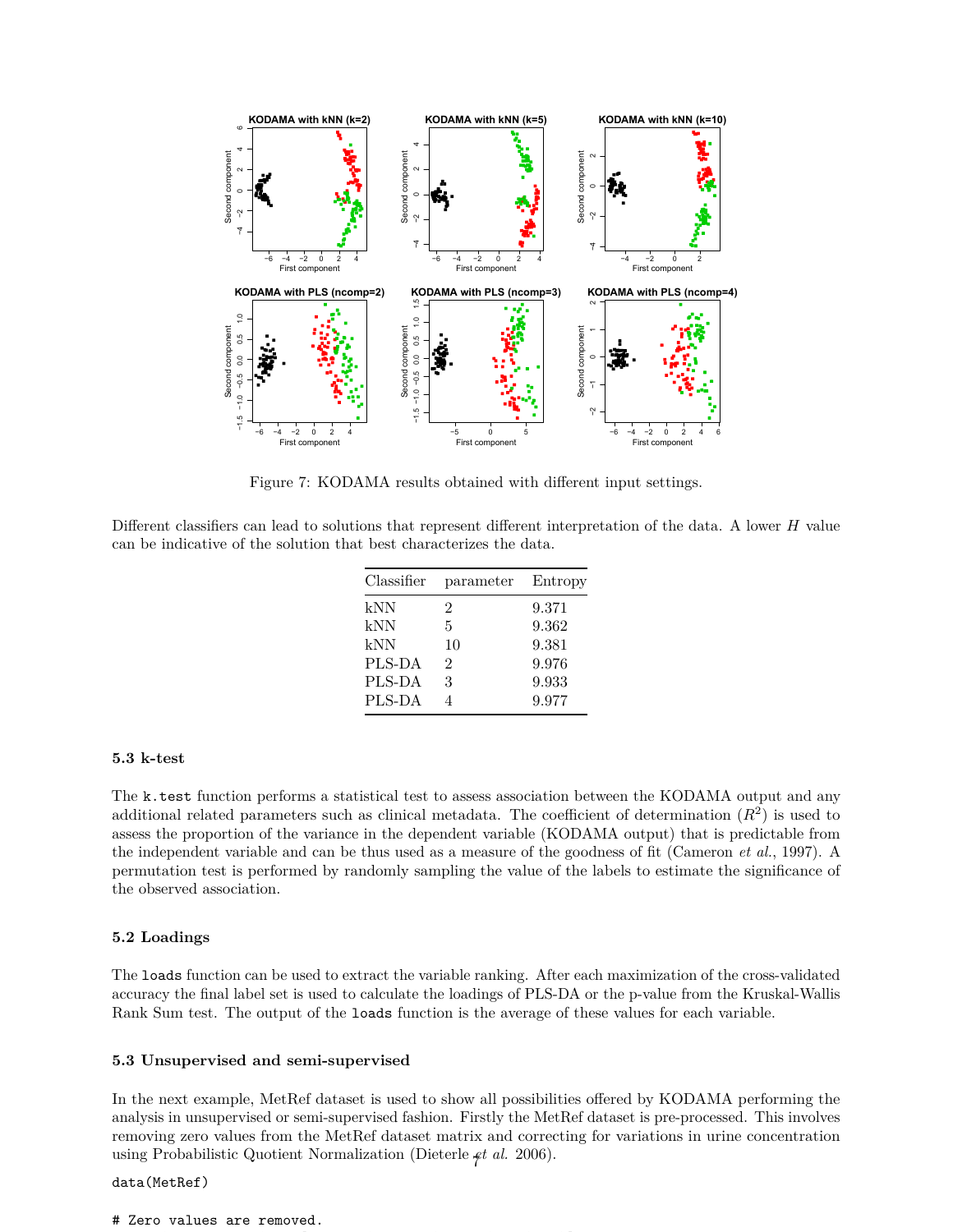Figure 7: KODAMA results obtained with different input settings.

Different classifiers can lead to solutions that represent different interpretation of the data. A lower $H$ value can be indicative of the solution that best characterizes the data.

| Classifier | parameter | Entropy |
|---|---|---|
| kNN | 2 | 9.371 |
| kNN | 5 | 9.362 |
| kNN | 10 | 9.381 |
| PLS-DA | 2 | 9.976 |
| PLS-DA | 3 | 9.933 |
| PLS-DA | 4 | 9.977 |

### 5.3 k-test

The `k.test` function performs a statistical test to assess association between the KODAMA output and any additional related parameters such as clinical metadata. The coefficient of determination ($R^2$) is used to assess the proportion of the variance in the dependent variable (KODAMA output) that is predictable from the independent variable and can be thus used as a measure of the goodness of fit (Cameron *et al.*, 1997). A permutation test is performed by randomly sampling the value of the labels to estimate the significance of the observed association.

### 5.2 Loadings

The `loads` function can be used to extract the variable ranking. After each maximization of the cross-validated accuracy the final label set is used to calculate the loadings of PLS-DA or the p-value from the Kruskal-Wallis Rank Sum test. The output of the `loads` function is the average of these values for each variable.

### 5.3 Unsupervised and semi-supervised

In the next example, MetRef dataset is used to show all possibilities offered by KODAMA performing the analysis in unsupervised or semi-supervised fashion. Firstly the MetRef dataset is pre-processed. This involves removing zero values from the MetRef dataset matrix and correcting for variations in urine concentration using Probabilistic Quotient Normalization (Dieterle *et al.* 2006).

```
data(MetRef)

# Zero values are removed.
```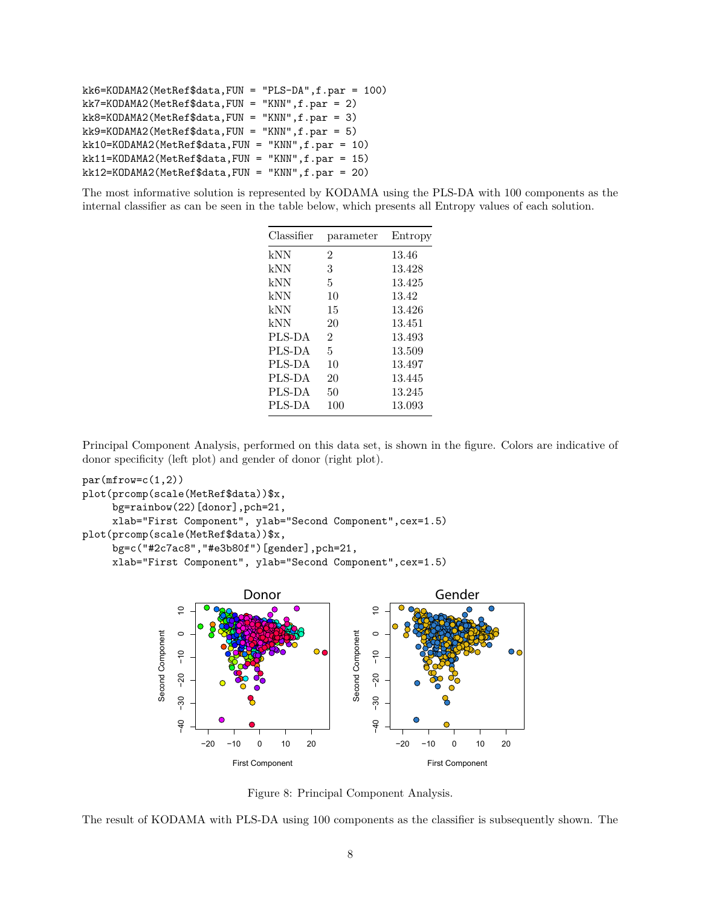```
kk6=KODAMA2(MetRef$data,FUN = "PLS-DA",f.par = 100)
kk7=KODAMA2(MetRef$data,FUN = "KNN",f.par = 2)
kk8=KODAMA2(MetRef$data,FUN = "KNN",f.par = 3)
kk9=KODAMA2(MetRef$data,FUN = "KNN",f.par = 5)
kk10=KODAMA2(MetRef$data,FUN = "KNN",f.par = 10)
kk11=KODAMA2(MetRef$data,FUN = "KNN",f.par = 15)
kk12=KODAMA2(MetRef$data,FUN = "KNN",f.par = 20)
```

The most informative solution is represented by KODAMA using the PLS-DA with 100 components as the internal classifier as can be seen in the table below, which presents all Entropy values of each solution.

| Classifier | parameter | Entropy |
|---|---|---|
| kNN | 2 | 13.46 |
| kNN | 3 | 13.428 |
| kNN | 5 | 13.425 |
| kNN | 10 | 13.42 |
| kNN | 15 | 13.426 |
| kNN | 20 | 13.451 |
| PLS-DA | 2 | 13.493 |
| PLS-DA | 5 | 13.509 |
| PLS-DA | 10 | 13.497 |
| PLS-DA | 20 | 13.445 |
| PLS-DA | 50 | 13.245 |
| PLS-DA | 100 | 13.093 |

Principal Component Analysis, performed on this data set, is shown in the figure. Colors are indicative of donor specificity (left plot) and gender of donor (right plot).

```
par(mfrow=c(1,2))
plot(prcomp(scale(MetRef$data))$x,
     bg=rainbow(22)[donor],pch=21,
     xlab="First Component", ylab="Second Component",cex=1.5)
plot(prcomp(scale(MetRef$data))$x,
     bg=c("#2c7ac8","#e3b80f")[gender],pch=21,
     xlab="First Component", ylab="Second Component",cex=1.5)
```

Figure 8: Principal Component Analysis.

The result of KODAMA with PLS-DA using 100 components as the classifier is subsequently shown. The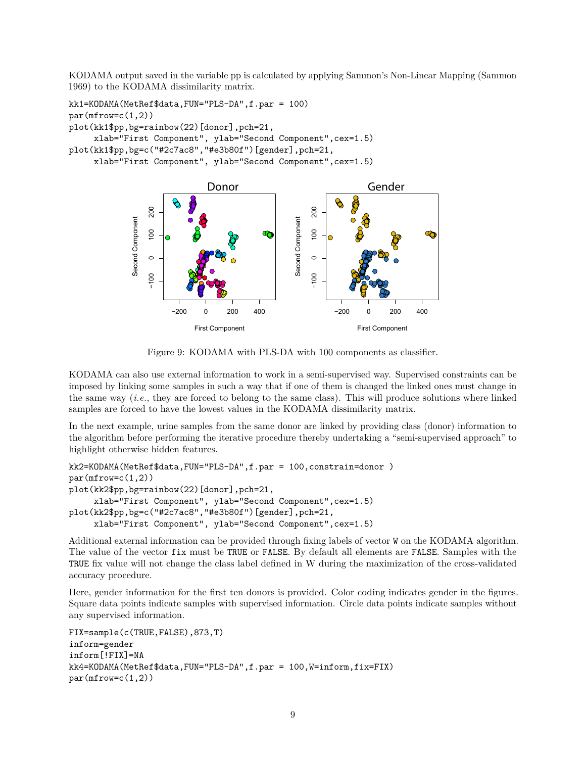KODAMA output saved in the variable pp is calculated by applying Sammon's Non-Linear Mapping (Sammon 1969) to the KODAMA dissimilarity matrix.

```
kk1=KODAMA(MetRef$data,FUN="PLS-DA",f.par = 100)
par(mfrow=c(1,2))
plot(kk1$pp,bg=rainbow(22)[donor],pch=21,
     xlab="First Component", ylab="Second Component",cex=1.5)
plot(kk1$pp,bg=c("#2c7ac8","#e3b80f")[gender],pch=21,
     xlab="First Component", ylab="Second Component",cex=1.5)
```

Figure 9: KODAMA with PLS-DA with 100 components as classifier.

KODAMA can also use external information to work in a semi-supervised way. Supervised constraints can be imposed by linking some samples in such a way that if one of them is changed the linked ones must change in the same way (*i.e.*, they are forced to belong to the same class). This will produce solutions where linked samples are forced to have the lowest values in the KODAMA dissimilarity matrix.

In the next example, urine samples from the same donor are linked by providing class (donor) information to the algorithm before performing the iterative procedure thereby undertaking a "semi-supervised approach" to highlight otherwise hidden features.

```
kk2=KODAMA(MetRef$data,FUN="PLS-DA",f.par = 100,constrain=donor )
par(mfrow=c(1,2))
plot(kk2$pp,bg=rainbow(22)[donor],pch=21,
     xlab="First Component", ylab="Second Component",cex=1.5)
plot(kk2$pp,bg=c("#2c7ac8","#e3b80f")[gender],pch=21,
     xlab="First Component", ylab="Second Component",cex=1.5)
```

Additional external information can be provided through fixing labels of vector `W` on the KODAMA algorithm. The value of the vector `fix` must be `TRUE` or `FALSE`. By default all elements are `FALSE`. Samples with the `TRUE` fix value will not change the class label defined in W during the maximization of the cross-validated accuracy procedure.

Here, gender information for the first ten donors is provided. Color coding indicates gender in the figures. Square data points indicate samples with supervised information. Circle data points indicate samples without any supervised information.

```
FIX=sample(c(TRUE,FALSE),873,T)
inform=gender
inform[!FIX]=NA
kk4=KODAMA(MetRef$data,FUN="PLS-DA",f.par = 100,W=inform,fix=FIX)
par(mfrow=c(1,2))
```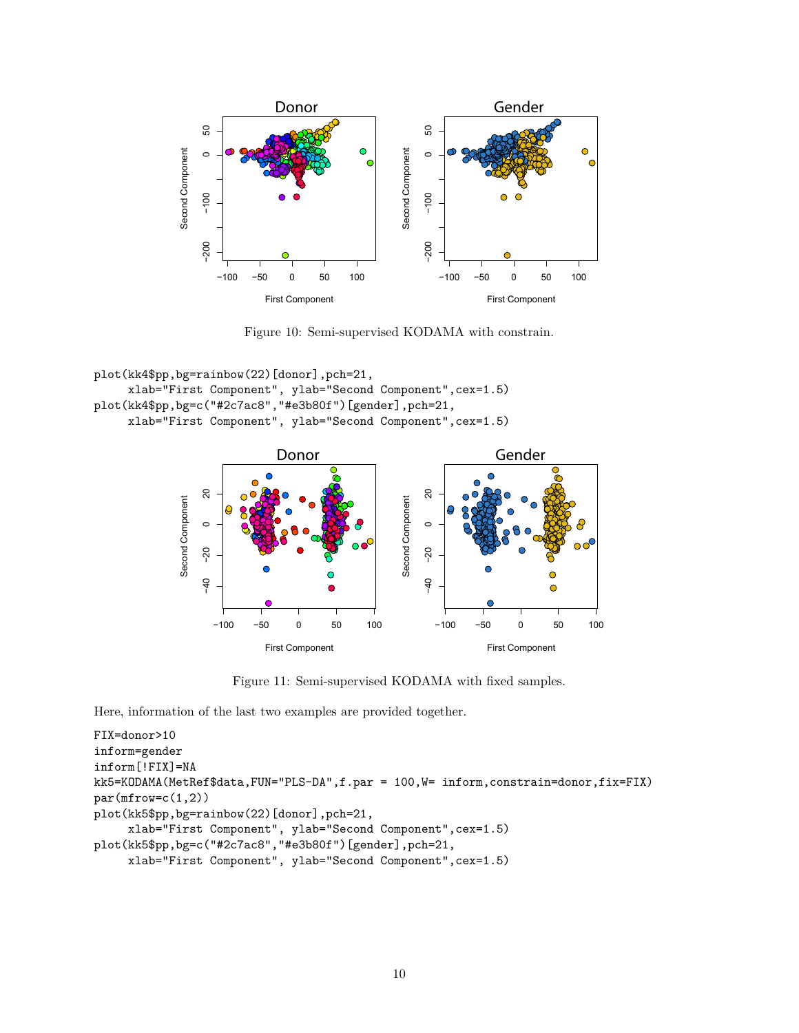Figure 10: Semi-supervised KODAMA with constrain.

```
plot(kk4$pp,bg=rainbow(22)[donor],pch=21,
     xlab="First Component", ylab="Second Component",cex=1.5)
plot(kk4$pp,bg=c("#2c7ac8","#e3b80f")[gender],pch=21,
     xlab="First Component", ylab="Second Component",cex=1.5)
```

Figure 11: Semi-supervised KODAMA with fixed samples.

Here, information of the last two examples are provided together.

```
FIX=donor>10
inform=gender
inform[!FIX]=NA
kk5=KODAMA(MetRef$data,FUN="PLS-DA",f.par = 100,W= inform,constrain=donor,fix=FIX)
par(mfrow=c(1,2))
plot(kk5$pp,bg=rainbow(22)[donor],pch=21,
     xlab="First Component", ylab="Second Component",cex=1.5)
plot(kk5$pp,bg=c("#2c7ac8","#e3b80f")[gender],pch=21,
     xlab="First Component", ylab="Second Component",cex=1.5)
```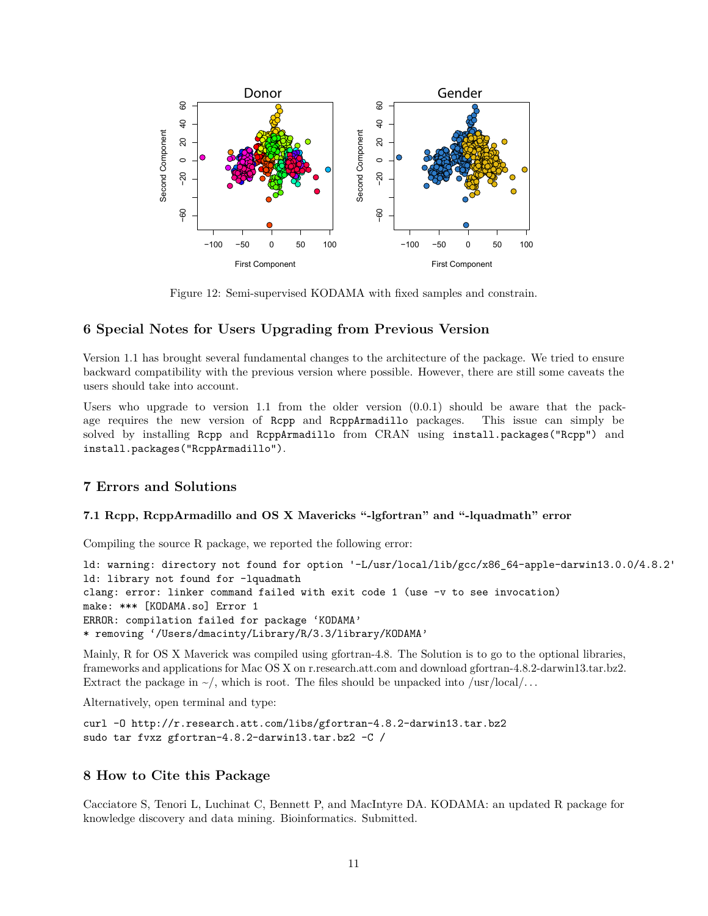Figure 12: Semi-supervised KODAMA with fixed samples and constrain.

## 6 Special Notes for Users Upgrading from Previous Version

Version 1.1 has brought several fundamental changes to the architecture of the package. We tried to ensure backward compatibility with the previous version where possible. However, there are still some caveats the users should take into account.

Users who upgrade to version 1.1 from the older version (0.0.1) should be aware that the package requires the new version of `Rcpp` and `RcppArmadillo` packages. This issue can simply be solved by installing `Rcpp` and `RcppArmadillo` from CRAN using `install.packages("Rcpp")` and `install.packages("RcppArmadillo")`.

## 7 Errors and Solutions

### 7.1 Rcpp, RcppArmadillo and OS X Mavericks "-lgfortran" and "-lquadmath" error

Compiling the source R package, we reported the following error:

```
ld: warning: directory not found for option '-L/usr/local/lib/gcc/x86_64-apple-darwin13.0.0/4.8.2'
ld: library not found for -lquadmath
clang: error: linker command failed with exit code 1 (use -v to see invocation)
make: *** [KODAMA.so] Error 1
ERROR: compilation failed for package 'KODAMA'
* removing '/Users/dmacinty/Library/R/3.3/library/KODAMA'
```

Mainly, R for OS X Maverick was compiled using gfortran-4.8. The Solution is to go to the optional libraries, frameworks and applications for Mac OS X on r.research.att.com and download gfortran-4.8.2-darwin13.tar.bz2. Extract the package in ~/, which is root. The files should be unpacked into /usr/local/...

Alternatively, open terminal and type:

```
curl -O http://r.research.att.com/libs/gfortran-4.8.2-darwin13.tar.bz2
sudo tar fvxz gfortran-4.8.2-darwin13.tar.bz2 -C /
```

## 8 How to Cite this Package

Cacciatore S, Tenori L, Luchinat C, Bennett P, and MacIntyre DA. KODAMA: an updated R package for knowledge discovery and data mining. Bioinformatics. Submitted.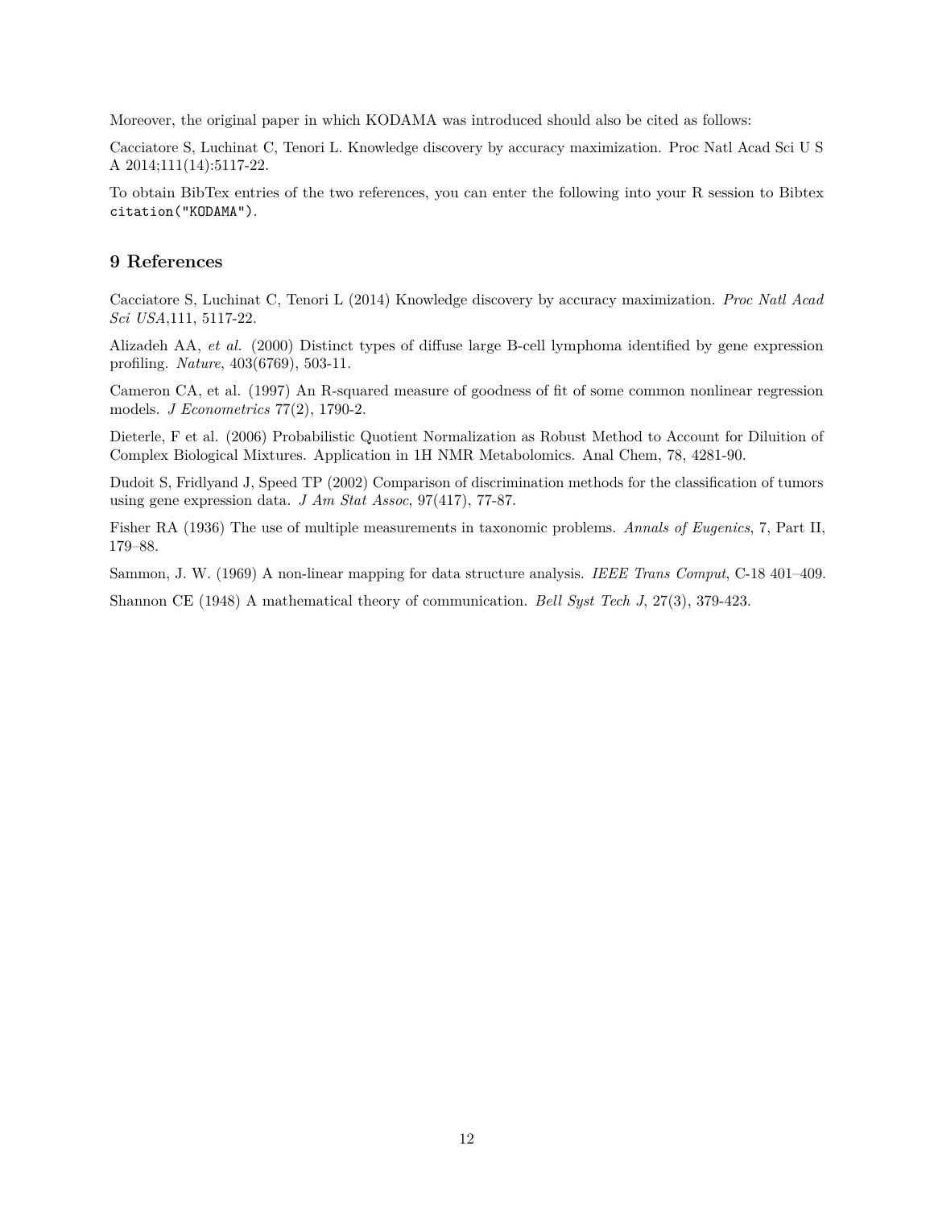Moreover, the original paper in which KODAMA was introduced should also be cited as follows:

Cacciatore S, Luchinat C, Tenori L. Knowledge discovery by accuracy maximization. Proc Natl Acad Sci U S A 2014;111(14):5117-22.

To obtain BibTex entries of the two references, you can enter the following into your R session to Bibtex `citation("KODAMA")`.

## 9 References

Cacciatore S, Luchinat C, Tenori L (2014) Knowledge discovery by accuracy maximization. *Proc Natl Acad Sci USA*,111, 5117-22.

Alizadeh AA, *et al.* (2000) Distinct types of diffuse large B-cell lymphoma identified by gene expression profiling. *Nature*, 403(6769), 503-11.

Cameron CA, et al. (1997) An R-squared measure of goodness of fit of some common nonlinear regression models. *J Econometrics* 77(2), 1790-2.

Dieterle, F et al. (2006) Probabilistic Quotient Normalization as Robust Method to Account for Diluition of Complex Biological Mixtures. Application in 1H NMR Metabolomics. Anal Chem, 78, 4281-90.

Dudoit S, Fridlyand J, Speed TP (2002) Comparison of discrimination methods for the classification of tumors using gene expression data. *J Am Stat Assoc*, 97(417), 77-87.

Fisher RA (1936) The use of multiple measurements in taxonomic problems. *Annals of Eugenics*, 7, Part II, 179–88.

Sammon, J. W. (1969) A non-linear mapping for data structure analysis. *IEEE Trans Comput*, C-18 401–409.

Shannon CE (1948) A mathematical theory of communication. *Bell Syst Tech J*, 27(3), 379-423.